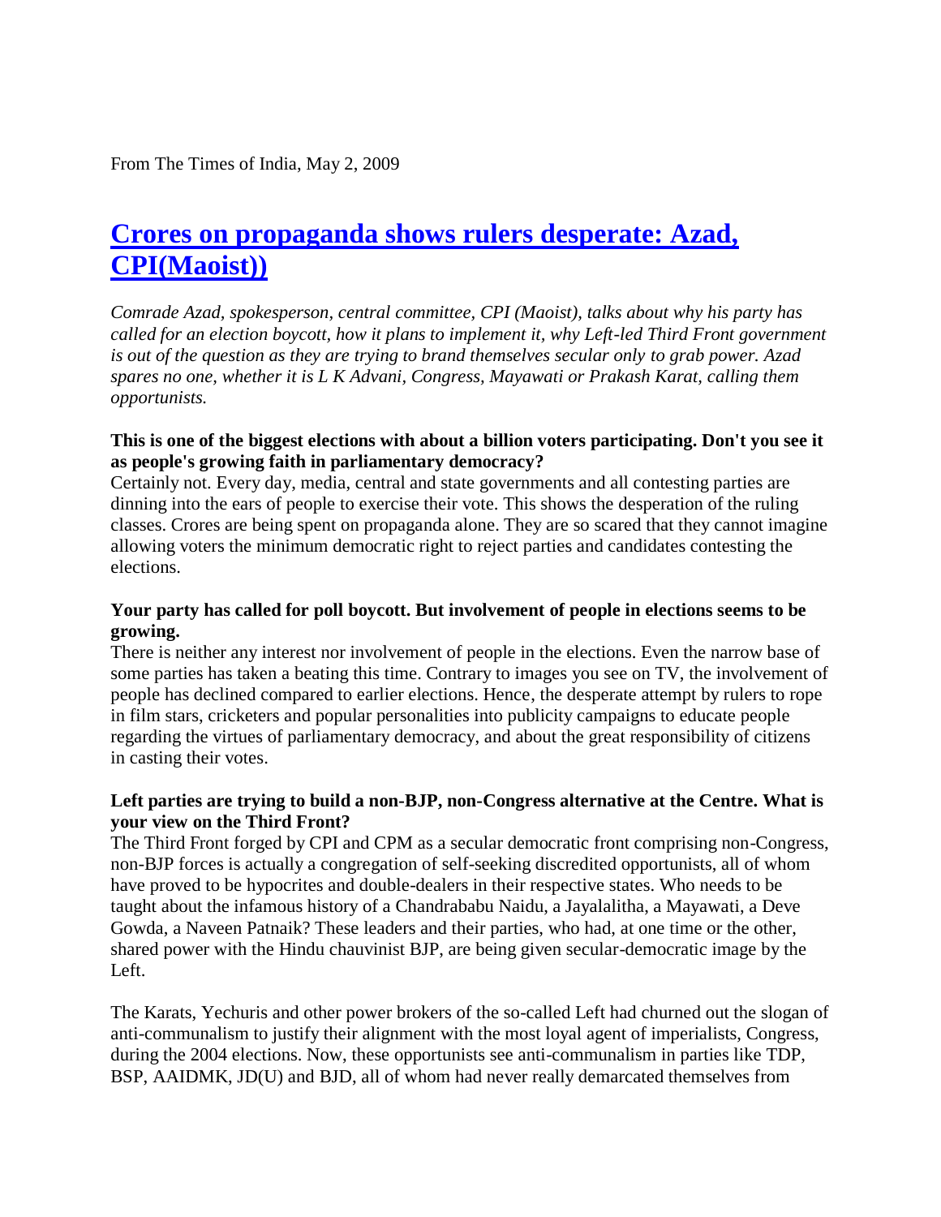From The Times of India, May 2, 2009

# [Crores on propaganda shows rulers desperate: Azad, CPI(Maoist))]

*Comrade Azad, spokesperson, central committee, CPI (Maoist), talks about why his party has called for an election boycott, how it plans to implement it, why Left-led Third Front government is out of the question as they are trying to brand themselves secular only to grab power. Azad spares no one, whether it is L K Advani, Congress, Mayawati or Prakash Karat, calling them opportunists.*

**This is one of the biggest elections with about a billion voters participating. Don't you see it as people's growing faith in parliamentary democracy?**

Certainly not. Every day, media, central and state governments and all contesting parties are dinning into the ears of people to exercise their vote. This shows the desperation of the ruling classes. Crores are being spent on propaganda alone. They are so scared that they cannot imagine allowing voters the minimum democratic right to reject parties and candidates contesting the elections.

**Your party has called for poll boycott. But involvement of people in elections seems to be growing.**

There is neither any interest nor involvement of people in the elections. Even the narrow base of some parties has taken a beating this time. Contrary to images you see on TV, the involvement of people has declined compared to earlier elections. Hence, the desperate attempt by rulers to rope in film stars, cricketers and popular personalities into publicity campaigns to educate people regarding the virtues of parliamentary democracy, and about the great responsibility of citizens in casting their votes.

**Left parties are trying to build a non-BJP, non-Congress alternative at the Centre. What is your view on the Third Front?**

The Third Front forged by CPI and CPM as a secular democratic front comprising non-Congress, non-BJP forces is actually a congregation of self-seeking discredited opportunists, all of whom have proved to be hypocrites and double-dealers in their respective states. Who needs to be taught about the infamous history of a Chandrababu Naidu, a Jayalalitha, a Mayawati, a Deve Gowda, a Naveen Patnaik? These leaders and their parties, who had, at one time or the other, shared power with the Hindu chauvinist BJP, are being given secular-democratic image by the Left.

The Karats, Yechuris and other power brokers of the so-called Left had churned out the slogan of anti-communalism to justify their alignment with the most loyal agent of imperialists, Congress, during the 2004 elections. Now, these opportunists see anti-communalism in parties like TDP, BSP, AAIDMK, JD(U) and BJD, all of whom had never really demarcated themselves from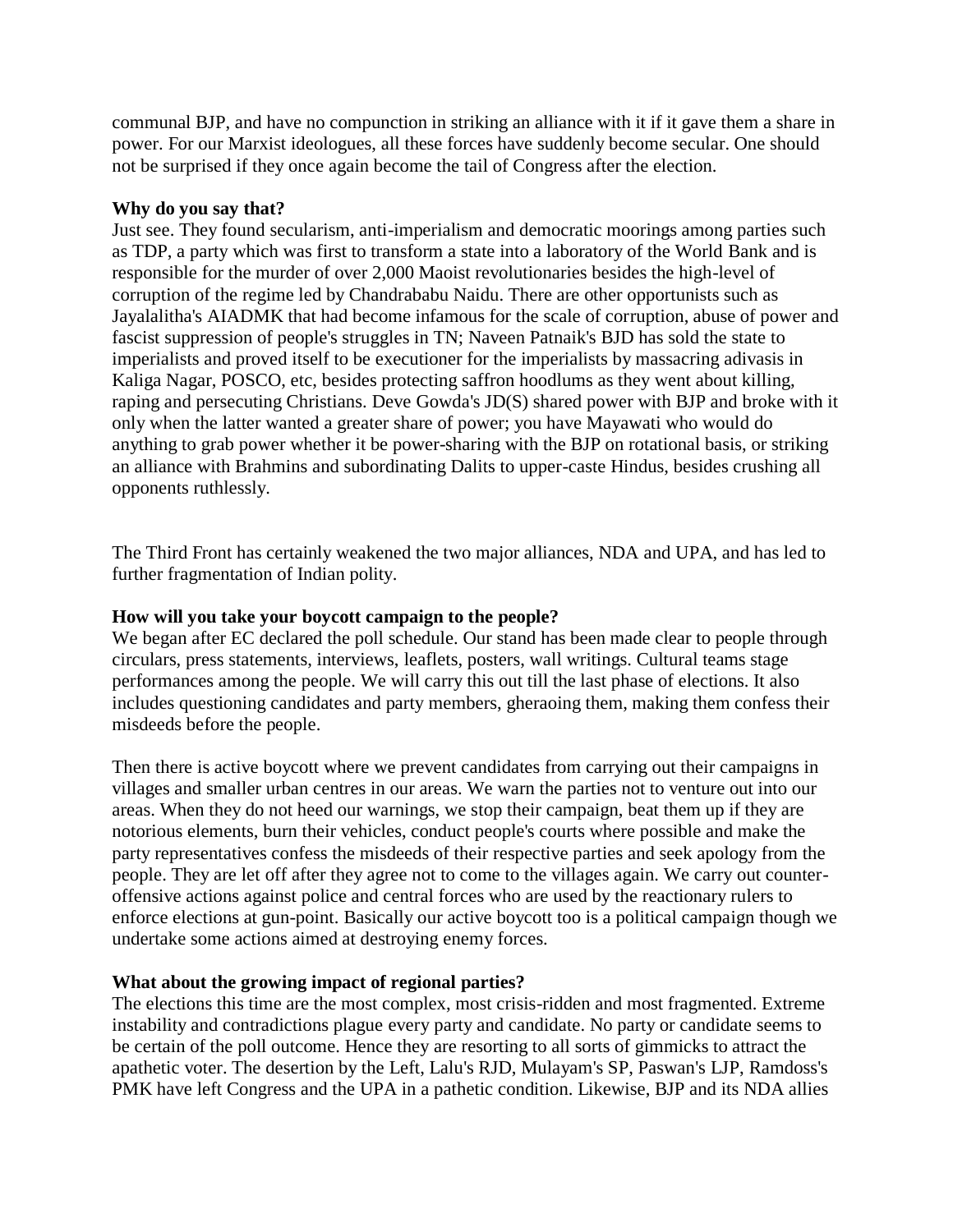communal BJP, and have no compunction in striking an alliance with it if it gave them a share in power. For our Marxist ideologues, all these forces have suddenly become secular. One should not be surprised if they once again become the tail of Congress after the election.

**Why do you say that?**
Just see. They found secularism, anti-imperialism and democratic moorings among parties such as TDP, a party which was first to transform a state into a laboratory of the World Bank and is responsible for the murder of over 2,000 Maoist revolutionaries besides the high-level of corruption of the regime led by Chandrababu Naidu. There are other opportunists such as Jayalalitha's AIADMK that had become infamous for the scale of corruption, abuse of power and fascist suppression of people's struggles in TN; Naveen Patnaik's BJD has sold the state to imperialists and proved itself to be executioner for the imperialists by massacring adivasis in Kaliga Nagar, POSCO, etc, besides protecting saffron hoodlums as they went about killing, raping and persecuting Christians. Deve Gowda's JD(S) shared power with BJP and broke with it only when the latter wanted a greater share of power; you have Mayawati who would do anything to grab power whether it be power-sharing with the BJP on rotational basis, or striking an alliance with Brahmins and subordinating Dalits to upper-caste Hindus, besides crushing all opponents ruthlessly.

The Third Front has certainly weakened the two major alliances, NDA and UPA, and has led to further fragmentation of Indian polity.

**How will you take your boycott campaign to the people?**
We began after EC declared the poll schedule. Our stand has been made clear to people through circulars, press statements, interviews, leaflets, posters, wall writings. Cultural teams stage performances among the people. We will carry this out till the last phase of elections. It also includes questioning candidates and party members, gheraoing them, making them confess their misdeeds before the people.

Then there is active boycott where we prevent candidates from carrying out their campaigns in villages and smaller urban centres in our areas. We warn the parties not to venture out into our areas. When they do not heed our warnings, we stop their campaign, beat them up if they are notorious elements, burn their vehicles, conduct people's courts where possible and make the party representatives confess the misdeeds of their respective parties and seek apology from the people. They are let off after they agree not to come to the villages again. We carry out counter-offensive actions against police and central forces who are used by the reactionary rulers to enforce elections at gun-point. Basically our active boycott too is a political campaign though we undertake some actions aimed at destroying enemy forces.

**What about the growing impact of regional parties?**
The elections this time are the most complex, most crisis-ridden and most fragmented. Extreme instability and contradictions plague every party and candidate. No party or candidate seems to be certain of the poll outcome. Hence they are resorting to all sorts of gimmicks to attract the apathetic voter. The desertion by the Left, Lalu's RJD, Mulayam's SP, Paswan's LJP, Ramdoss's PMK have left Congress and the UPA in a pathetic condition. Likewise, BJP and its NDA allies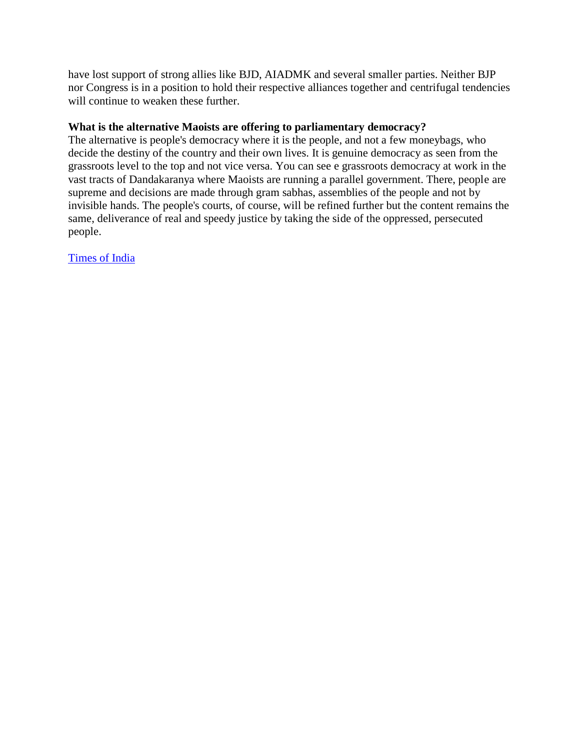have lost support of strong allies like BJD, AIADMK and several smaller parties. Neither BJP nor Congress is in a position to hold their respective alliances together and centrifugal tendencies will continue to weaken these further.

**What is the alternative Maoists are offering to parliamentary democracy?**

The alternative is people's democracy where it is the people, and not a few moneybags, who decide the destiny of the country and their own lives. It is genuine democracy as seen from the grassroots level to the top and not vice versa. You can see e grassroots democracy at work in the vast tracts of Dandakaranya where Maoists are running a parallel government. There, people are supreme and decisions are made through gram sabhas, assemblies of the people and not by invisible hands. The people's courts, of course, will be refined further but the content remains the same, deliverance of real and speedy justice by taking the side of the oppressed, persecuted people.

Times of India